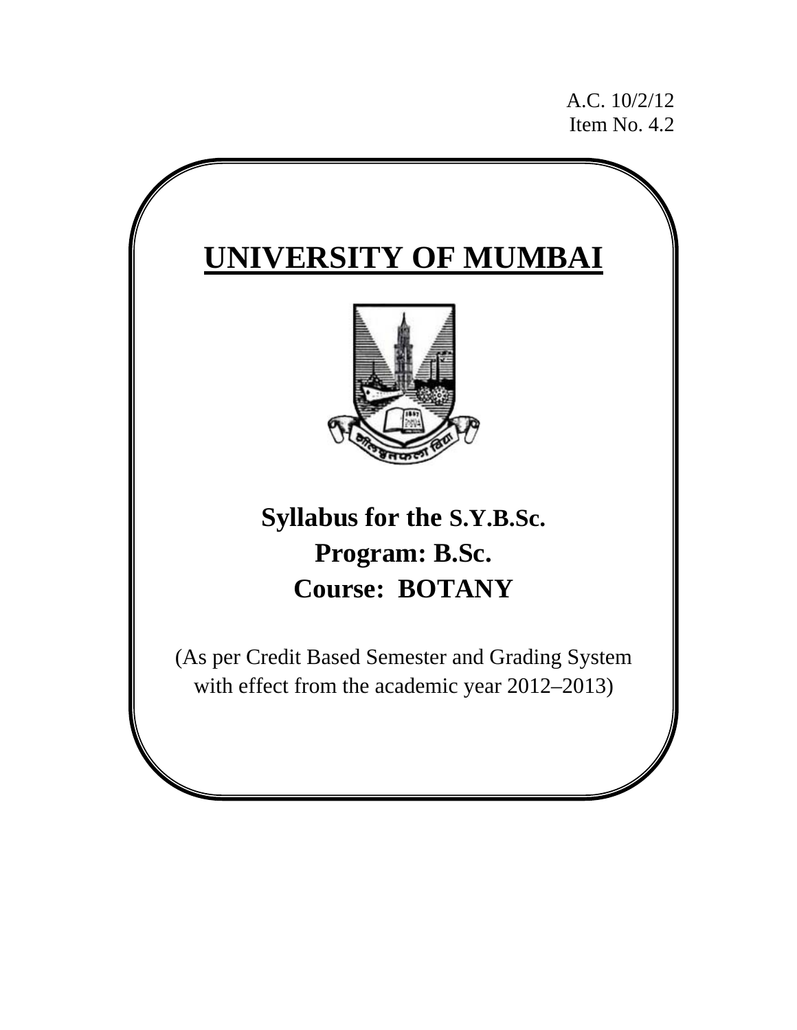A.C. 10/2/12
Item No. 4.2

# UNIVERSITY OF MUMBAI

## Syllabus for the S.Y.B.Sc.
## Program: B.Sc.
## Course: BOTANY

(As per Credit Based Semester and Grading System with effect from the academic year 2012–2013)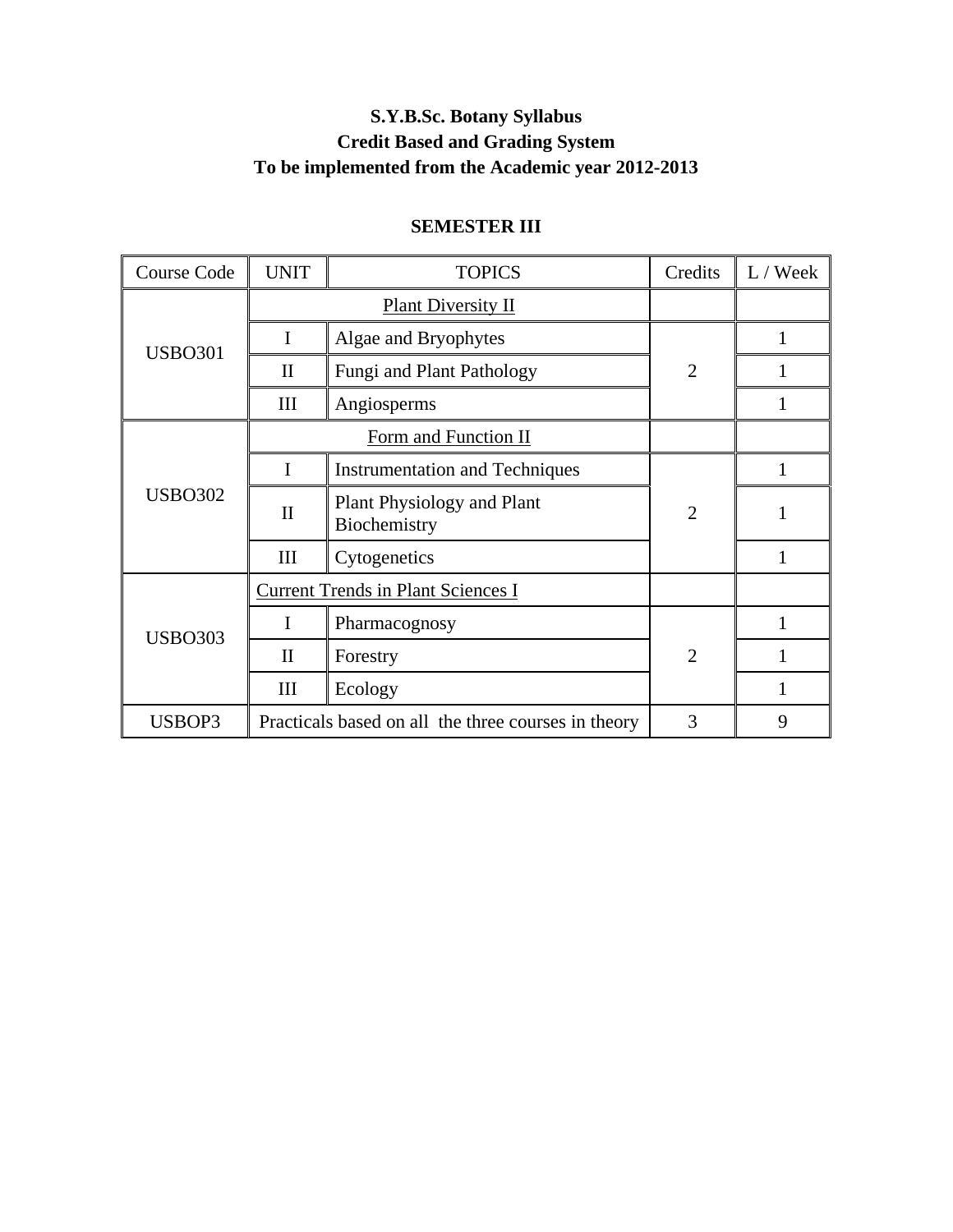# S.Y.B.Sc. Botany Syllabus
## Credit Based and Grading System
## To be implemented from the Academic year 2012-2013

### SEMESTER III

| Course Code | UNIT | TOPICS | Credits | L / Week |
|---|---|---|---|---|
| USBO301 | Plant Diversity II | | | |
| | I | Algae and Bryophytes | 2 | 1 |
| | II | Fungi and Plant Pathology | | 1 |
| | III | Angiosperms | | 1 |
| USBO302 | Form and Function II | | | |
| | I | Instrumentation and Techniques | 2 | 1 |
| | II | Plant Physiology and Plant Biochemistry | | 1 |
| | III | Cytogenetics | | 1 |
| USBO303 | Current Trends in Plant Sciences I | | | |
| | I | Pharmacognosy | 2 | 1 |
| | II | Forestry | | 1 |
| | III | Ecology | | 1 |
| USBOP3 | Practicals based on all the three courses in theory | | 3 | 9 |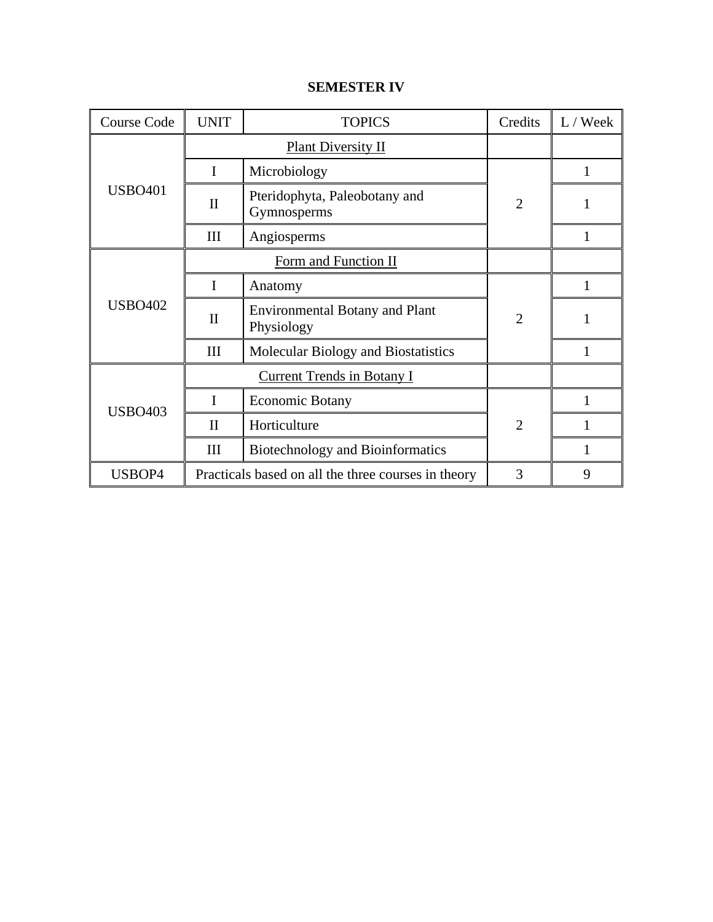**SEMESTER IV**

| Course Code | UNIT | TOPICS | Credits | L / Week |
|---|---|---|---|---|
| USBO401 | Plant Diversity II | | | |
| | I | Microbiology | 2 | 1 |
| | II | Pteridophyta, Paleobotany and Gymnosperms | | 1 |
| | III | Angiosperms | | 1 |
| USBO402 | Form and Function II | | | |
| | I | Anatomy | 2 | 1 |
| | II | Environmental Botany and Plant Physiology | | 1 |
| | III | Molecular Biology and Biostatistics | | 1 |
| USBO403 | Current Trends in Botany I | | | |
| | I | Economic Botany | 2 | 1 |
| | II | Horticulture | | 1 |
| | III | Biotechnology and Bioinformatics | | 1 |
| USBOP4 | Practicals based on all the three courses in theory | | 3 | 9 |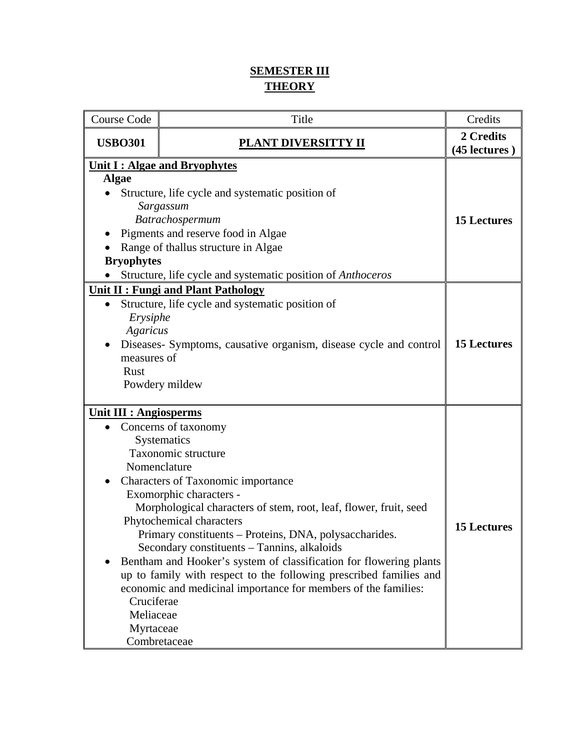# SEMESTER III
## THEORY

| Course Code | Title | Credits |
|---|---|---|
| **USBO301** | **PLANT DIVERSITTY II** | **2 Credits (45 lectures )** |
| **Unit I : Algae and Bryophytes**<br>**Algae**<br>• Structure, life cycle and systematic position of<br>*Sargassum*<br>*Batrachospermum*<br>• Pigments and reserve food in Algae<br>• Range of thallus structure in Algae<br>**Bryophytes**<br>• Structure, life cycle and systematic position of *Anthoceros* | | **15 Lectures** |
| **Unit II : Fungi and Plant Pathology**<br>• Structure, life cycle and systematic position of<br>*Erysiphe*<br>*Agaricus*<br>• Diseases- Symptoms, causative organism, disease cycle and control measures of<br>Rust<br>Powdery mildew | | **15 Lectures** |
| **Unit III : Angiosperms**<br>• Concerns of taxonomy<br>Systematics<br>Taxonomic structure<br>Nomenclature<br>• Characters of Taxonomic importance<br>Exomorphic characters -<br>Morphological characters of stem, root, leaf, flower, fruit, seed<br>Phytochemical characters<br>Primary constituents – Proteins, DNA, polysaccharides.<br>Secondary constituents – Tannins, alkaloids<br>• Bentham and Hooker's system of classification for flowering plants up to family with respect to the following prescribed families and economic and medicinal importance for members of the families:<br>Cruciferae<br>Meliaceae<br>Myrtaceae<br>Combretaceae | | **15 Lectures** |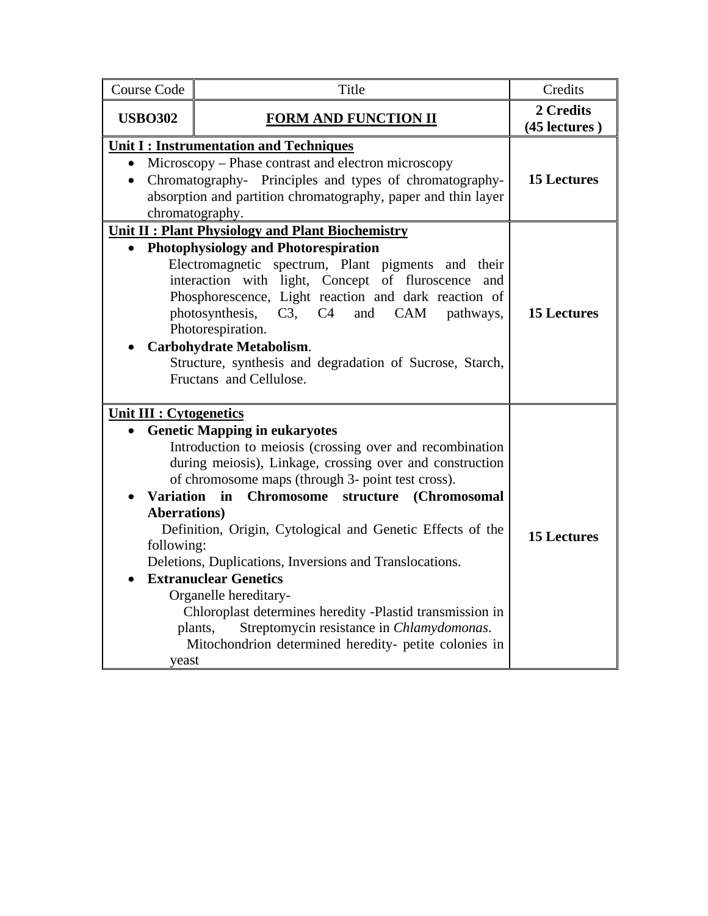| Course Code | Title | Credits |
|---|---|---|
| **USBO302** | **FORM AND FUNCTION II** | **2 Credits (45 lectures )** |
| **Unit I : Instrumentation and Techniques**<br>• Microscopy – Phase contrast and electron microscopy<br>• Chromatography- Principles and types of chromatography- absorption and partition chromatography, paper and thin layer chromatography. | | **15 Lectures** |
| **Unit II : Plant Physiology and Plant Biochemistry**<br>• **Photophysiology and Photorespiration**<br>Electromagnetic spectrum, Plant pigments and their interaction with light, Concept of fluroscence and Phosphorescence, Light reaction and dark reaction of photosynthesis, C3, C4 and CAM pathways, Photorespiration.<br>• **Carbohydrate Metabolism**.<br>Structure, synthesis and degradation of Sucrose, Starch, Fructans and Cellulose. | | **15 Lectures** |
| **Unit III : Cytogenetics**<br>• **Genetic Mapping in eukaryotes**<br>Introduction to meiosis (crossing over and recombination during meiosis), Linkage, crossing over and construction of chromosome maps (through 3- point test cross).<br>• **Variation in Chromosome structure (Chromosomal Aberrations)**<br>Definition, Origin, Cytological and Genetic Effects of the following:<br>Deletions, Duplications, Inversions and Translocations.<br>• **Extranuclear Genetics**<br>Organelle hereditary-<br>Chloroplast determines heredity -Plastid transmission in plants, Streptomycin resistance in *Chlamydomonas*.<br>Mitochondrion determined heredity- petite colonies in yeast | | **15 Lectures** |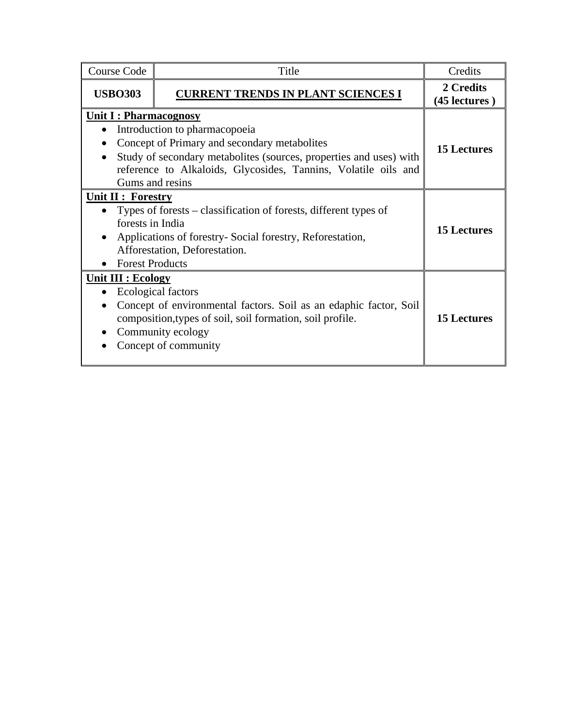| Course Code | Title | Credits |
|---|---|---|
| **USBO303** | **CURRENT TRENDS IN PLANT SCIENCES I** | **2 Credits (45 lectures )** |
| **Unit I : Pharmacognosy**<br>• Introduction to pharmacopoeia<br>• Concept of Primary and secondary metabolites<br>• Study of secondary metabolites (sources, properties and uses) with reference to Alkaloids, Glycosides, Tannins, Volatile oils and Gums and resins | | **15 Lectures** |
| **Unit II : Forestry**<br>• Types of forests – classification of forests, different types of forests in India<br>• Applications of forestry- Social forestry, Reforestation, Afforestation, Deforestation.<br>• Forest Products | | **15 Lectures** |
| **Unit III : Ecology**<br>• Ecological factors<br>• Concept of environmental factors. Soil as an edaphic factor, Soil composition,types of soil, soil formation, soil profile.<br>• Community ecology<br>• Concept of community | | **15 Lectures** |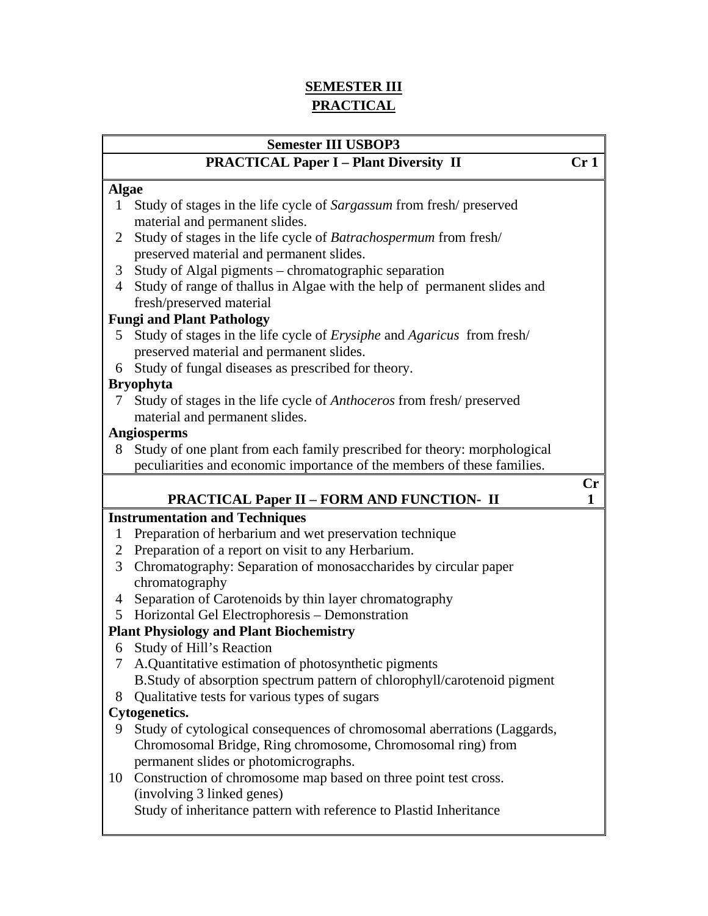## SEMESTER III
## PRACTICAL

### Semester III USBOP3

### PRACTICAL Paper I – Plant Diversity II — Cr 1

**Algae**

1. Study of stages in the life cycle of *Sargassum* from fresh/ preserved material and permanent slides.
2. Study of stages in the life cycle of *Batrachospermum* from fresh/ preserved material and permanent slides.
3. Study of Algal pigments – chromatographic separation
4. Study of range of thallus in Algae with the help of permanent slides and fresh/preserved material

**Fungi and Plant Pathology**

5. Study of stages in the life cycle of *Erysiphe* and *Agaricus* from fresh/ preserved material and permanent slides.
6. Study of fungal diseases as prescribed for theory.

**Bryophyta**

7. Study of stages in the life cycle of *Anthoceros* from fresh/ preserved material and permanent slides.

**Angiosperms**

8. Study of one plant from each family prescribed for theory: morphological peculiarities and economic importance of the members of these families.

### PRACTICAL Paper II – FORM AND FUNCTION- II — Cr 1

**Instrumentation and Techniques**

1. Preparation of herbarium and wet preservation technique
2. Preparation of a report on visit to any Herbarium.
3. Chromatography: Separation of monosaccharides by circular paper chromatography
4. Separation of Carotenoids by thin layer chromatography
5. Horizontal Gel Electrophoresis – Demonstration

**Plant Physiology and Plant Biochemistry**

6. Study of Hill's Reaction
7. A.Quantitative estimation of photosynthetic pigments
   B.Study of absorption spectrum pattern of chlorophyll/carotenoid pigment
8. Qualitative tests for various types of sugars

**Cytogenetics.**

9. Study of cytological consequences of chromosomal aberrations (Laggards, Chromosomal Bridge, Ring chromosome, Chromosomal ring) from permanent slides or photomicrographs.
10. Construction of chromosome map based on three point test cross. (involving 3 linked genes)
    Study of inheritance pattern with reference to Plastid Inheritance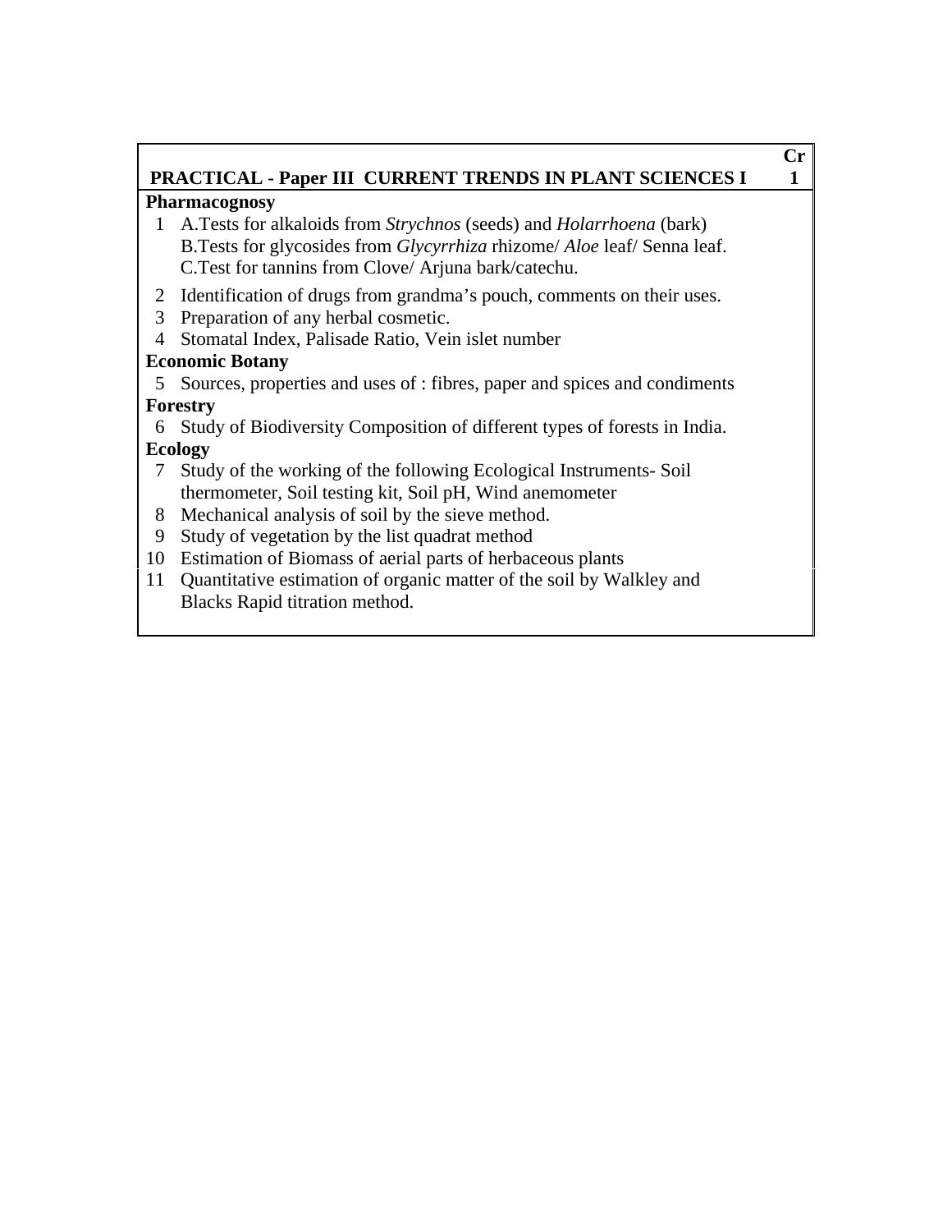| PRACTICAL - Paper III CURRENT TRENDS IN PLANT SCIENCES I | | Cr 1 |
|---|---|---|
| **Pharmacognosy** | | |
| 1 | A.Tests for alkaloids from *Strychnos* (seeds) and *Holarrhoena* (bark)<br>B.Tests for glycosides from *Glycyrrhiza* rhizome/ *Aloe* leaf/ Senna leaf.<br>C.Test for tannins from Clove/ Arjuna bark/catechu. | |
| 2 | Identification of drugs from grandma's pouch, comments on their uses. | |
| 3 | Preparation of any herbal cosmetic. | |
| 4 | Stomatal Index, Palisade Ratio, Vein islet number | |
| **Economic Botany** | | |
| 5 | Sources, properties and uses of : fibres, paper and spices and condiments | |
| **Forestry** | | |
| 6 | Study of Biodiversity Composition of different types of forests in India. | |
| **Ecology** | | |
| 7 | Study of the working of the following Ecological Instruments- Soil thermometer, Soil testing kit, Soil pH, Wind anemometer | |
| 8 | Mechanical analysis of soil by the sieve method. | |
| 9 | Study of vegetation by the list quadrat method | |
| 10 | Estimation of Biomass of aerial parts of herbaceous plants | |
| 11 | Quantitative estimation of organic matter of the soil by Walkley and Blacks Rapid titration method. | |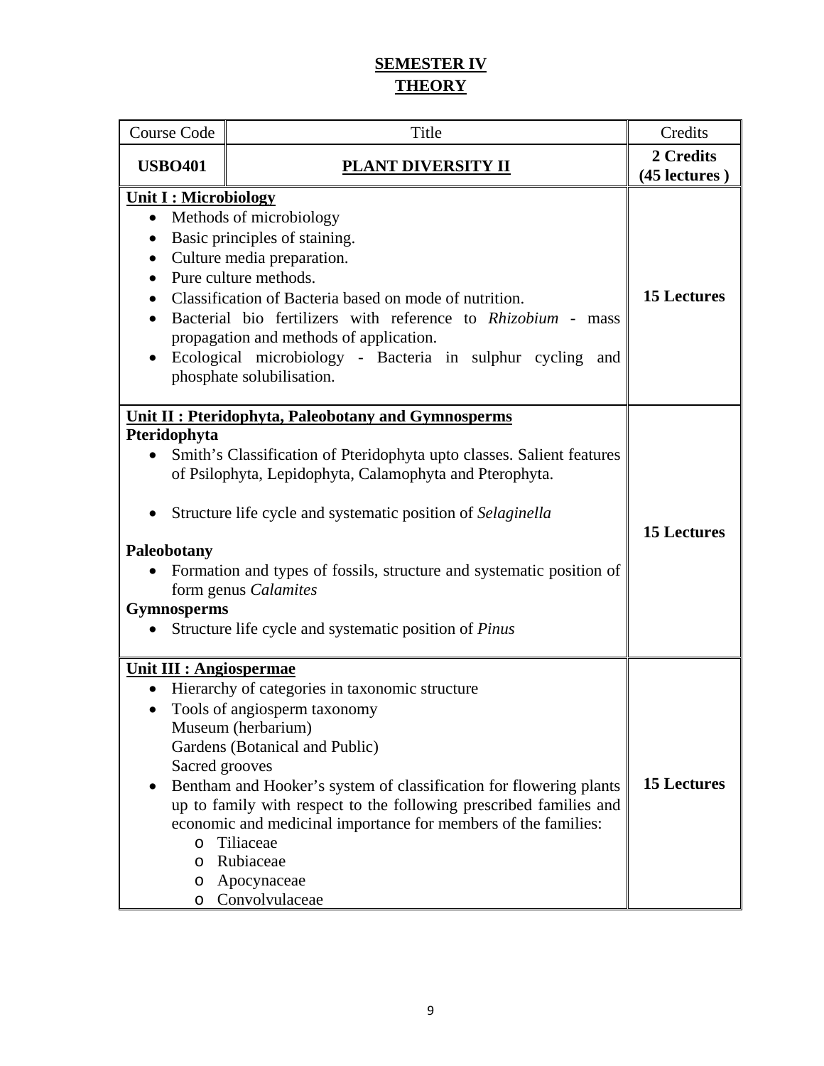# SEMESTER IV

## THEORY

| Course Code | Title | Credits |
|---|---|---|
| **USBO401** | **PLANT DIVERSITY II** | **2 Credits (45 lectures )** |
| **Unit I : Microbiology**<br>• Methods of microbiology<br>• Basic principles of staining.<br>• Culture media preparation.<br>• Pure culture methods.<br>• Classification of Bacteria based on mode of nutrition.<br>• Bacterial bio fertilizers with reference to *Rhizobium* - mass propagation and methods of application.<br>• Ecological microbiology - Bacteria in sulphur cycling and phosphate solubilisation. | | **15 Lectures** |
| **Unit II : Pteridophyta, Paleobotany and Gymnosperms**<br>**Pteridophyta**<br>• Smith's Classification of Pteridophyta upto classes. Salient features of Psilophyta, Lepidophyta, Calamophyta and Pterophyta.<br>• Structure life cycle and systematic position of *Selaginella*<br>**Paleobotany**<br>• Formation and types of fossils, structure and systematic position of form genus *Calamites*<br>**Gymnosperms**<br>• Structure life cycle and systematic position of *Pinus* | | **15 Lectures** |
| **Unit III : Angiospermae**<br>• Hierarchy of categories in taxonomic structure<br>• Tools of angiosperm taxonomy<br>Museum (herbarium)<br>Gardens (Botanical and Public)<br>Sacred grooves<br>• Bentham and Hooker's system of classification for flowering plants up to family with respect to the following prescribed families and economic and medicinal importance for members of the families:<br>o Tiliaceae<br>o Rubiaceae<br>o Apocynaceae<br>o Convolvulaceae | | **15 Lectures** |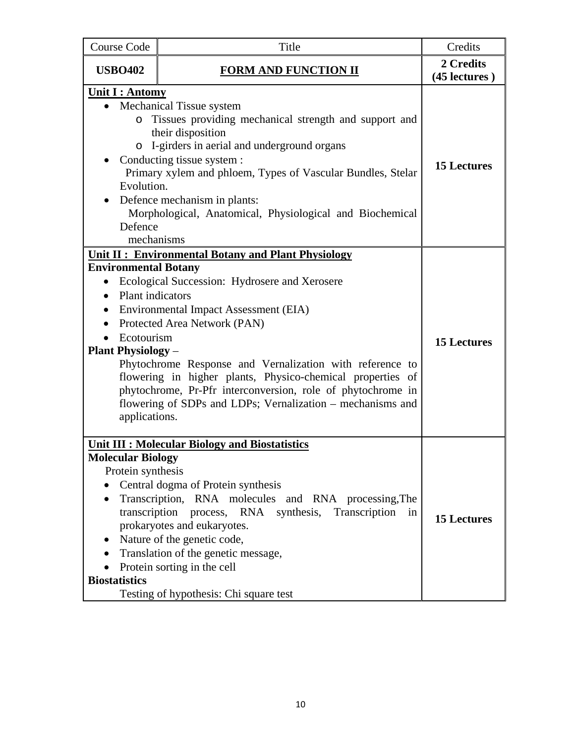| Course Code | Title | Credits |
|---|---|---|
| **USBO402** | **FORM AND FUNCTION II** | **2 Credits (45 lectures )** |
| **Unit I : Antomy**<br>• Mechanical Tissue system<br>&nbsp;&nbsp;&nbsp;&nbsp;o Tissues providing mechanical strength and support and their disposition<br>&nbsp;&nbsp;&nbsp;&nbsp;o I-girders in aerial and underground organs<br>• Conducting tissue system :<br>&nbsp;&nbsp;Primary xylem and phloem, Types of Vascular Bundles, Stelar Evolution.<br>• Defence mechanism in plants:<br>&nbsp;&nbsp;Morphological, Anatomical, Physiological and Biochemical Defence mechanisms | | **15 Lectures** |
| **Unit II : Environmental Botany and Plant Physiology**<br>**Environmental Botany**<br>• Ecological Succession: Hydrosere and Xerosere<br>• Plant indicators<br>• Environmental Impact Assessment (EIA)<br>• Protected Area Network (PAN)<br>• Ecotourism<br>**Plant Physiology** –<br>Phytochrome Response and Vernalization with reference to flowering in higher plants, Physico-chemical properties of phytochrome, Pr-Pfr interconversion, role of phytochrome in flowering of SDPs and LDPs; Vernalization – mechanisms and applications. | | **15 Lectures** |
| **Unit III : Molecular Biology and Biostatistics**<br>**Molecular Biology**<br>Protein synthesis<br>• Central dogma of Protein synthesis<br>• Transcription, RNA molecules and RNA processing,The transcription process, RNA synthesis, Transcription in prokaryotes and eukaryotes.<br>• Nature of the genetic code,<br>• Translation of the genetic message,<br>• Protein sorting in the cell<br>**Biostatistics**<br>Testing of hypothesis: Chi square test | | **15 Lectures** |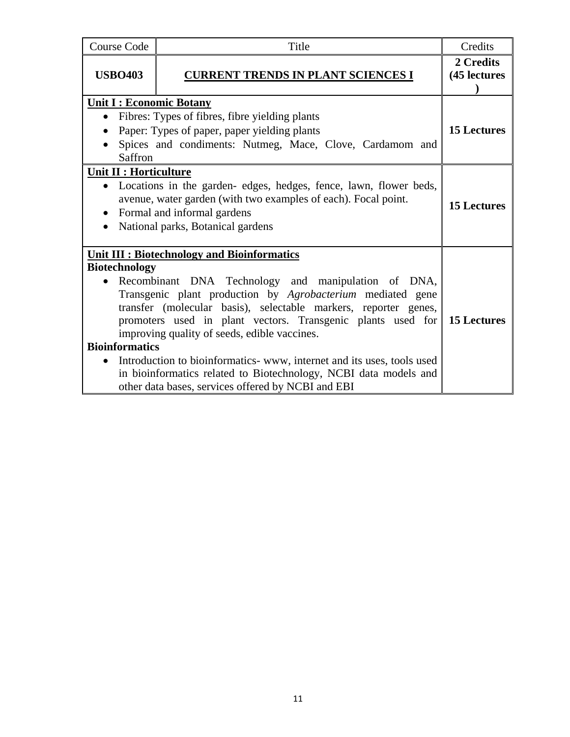| Course Code | Title | Credits |
| --- | --- | --- |
| **USBO403** | **<u>CURRENT TRENDS IN PLANT SCIENCES I</u>** | **2 Credits (45 lectures )** |
| **<u>Unit I : Economic Botany</u>**<br>• Fibres: Types of fibres, fibre yielding plants<br>• Paper: Types of paper, paper yielding plants<br>• Spices and condiments: Nutmeg, Mace, Clove, Cardamom and Saffron | | **15 Lectures** |
| **<u>Unit II : Horticulture</u>**<br>• Locations in the garden- edges, hedges, fence, lawn, flower beds, avenue, water garden (with two examples of each). Focal point.<br>• Formal and informal gardens<br>• National parks, Botanical gardens | | **15 Lectures** |
| **<u>Unit III : Biotechnology and Bioinformatics</u>**<br>**Biotechnology**<br>• Recombinant DNA Technology and manipulation of DNA, Transgenic plant production by *Agrobacterium* mediated gene transfer (molecular basis), selectable markers, reporter genes, promoters used in plant vectors. Transgenic plants used for improving quality of seeds, edible vaccines.<br>**Bioinformatics**<br>• Introduction to bioinformatics- www, internet and its uses, tools used in bioinformatics related to Biotechnology, NCBI data models and other data bases, services offered by NCBI and EBI | | **15 Lectures** |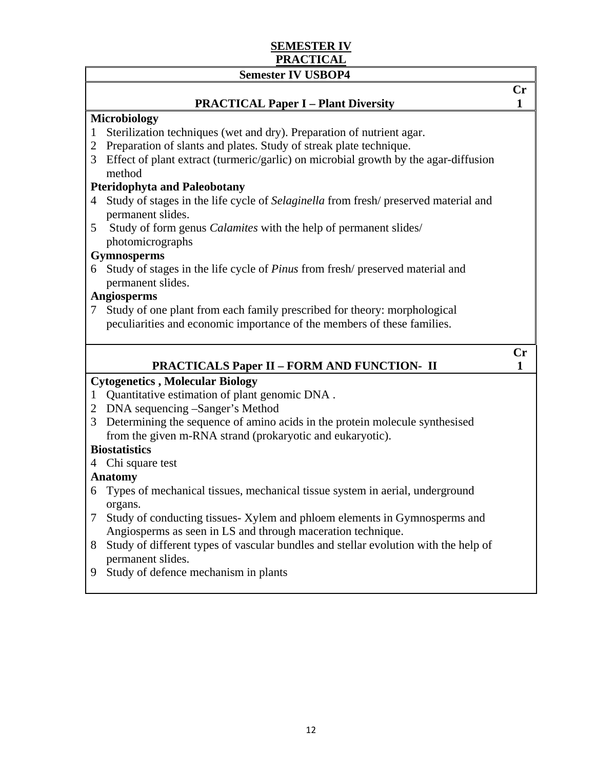# SEMESTER IV

## PRACTICAL

### Semester IV USBOP4

#### PRACTICAL Paper I – Plant Diversity — Cr 1

**Microbiology**

1. Sterilization techniques (wet and dry). Preparation of nutrient agar.
2. Preparation of slants and plates. Study of streak plate technique.
3. Effect of plant extract (turmeric/garlic) on microbial growth by the agar-diffusion method

**Pteridophyta and Paleobotany**

4. Study of stages in the life cycle of *Selaginella* from fresh/ preserved material and permanent slides.
5. Study of form genus *Calamites* with the help of permanent slides/ photomicrographs

**Gymnosperms**

6. Study of stages in the life cycle of *Pinus* from fresh/ preserved material and permanent slides.

**Angiosperms**

7. Study of one plant from each family prescribed for theory: morphological peculiarities and economic importance of the members of these families.

#### PRACTICALS Paper II – FORM AND FUNCTION- II — Cr 1

**Cytogenetics , Molecular Biology**

1. Quantitative estimation of plant genomic DNA .
2. DNA sequencing –Sanger's Method
3. Determining the sequence of amino acids in the protein molecule synthesised from the given m-RNA strand (prokaryotic and eukaryotic).

**Biostatistics**

4 Chi square test

**Anatomy**

6 Types of mechanical tissues, mechanical tissue system in aerial, underground organs.

7 Study of conducting tissues- Xylem and phloem elements in Gymnosperms and Angiosperms as seen in LS and through maceration technique.

8 Study of different types of vascular bundles and stellar evolution with the help of permanent slides.

9 Study of defence mechanism in plants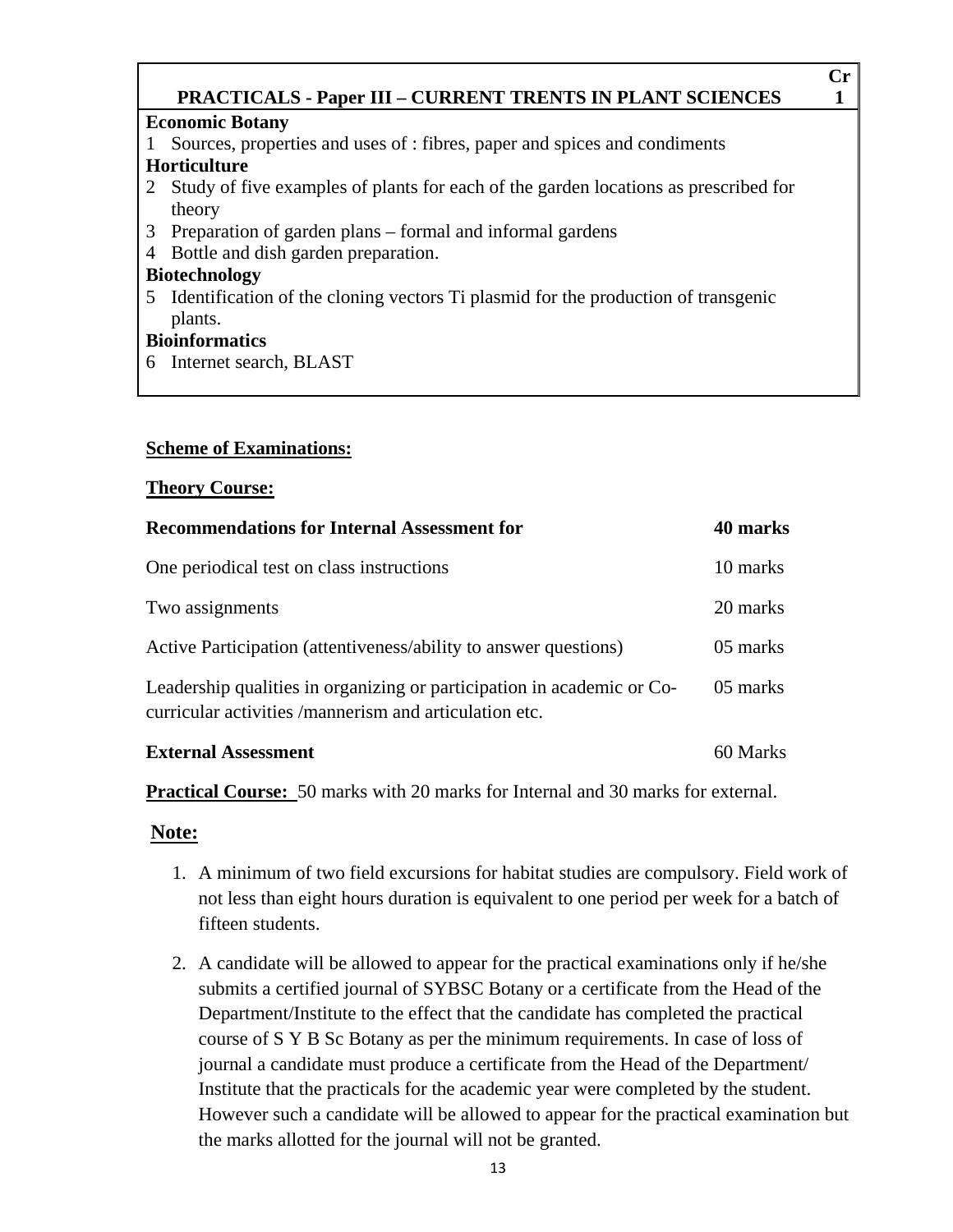| PRACTICALS - Paper III – CURRENT TRENTS IN PLANT SCIENCES | Cr 1 |
|---|---|
| **Economic Botany** | |
| 1 Sources, properties and uses of : fibres, paper and spices and condiments | |
| **Horticulture** | |
| 2 Study of five examples of plants for each of the garden locations as prescribed for theory | |
| 3 Preparation of garden plans – formal and informal gardens | |
| 4 Bottle and dish garden preparation. | |
| **Biotechnology** | |
| 5 Identification of the cloning vectors Ti plasmid for the production of transgenic plants. | |
| **Bioinformatics** | |
| 6 Internet search, BLAST | |

**Scheme of Examinations:**

**Theory Course:**

| **Recommendations for Internal Assessment for** | **40 marks** |
|---|---|
| One periodical test on class instructions | 10 marks |
| Two assignments | 20 marks |
| Active Participation (attentiveness/ability to answer questions) | 05 marks |
| Leadership qualities in organizing or participation in academic or Co-curricular activities /mannerism and articulation etc. | 05 marks |
| **External Assessment** | 60 Marks |

**Practical Course:** 50 marks with 20 marks for Internal and 30 marks for external.

**Note:**

1. A minimum of two field excursions for habitat studies are compulsory. Field work of not less than eight hours duration is equivalent to one period per week for a batch of fifteen students.
2. A candidate will be allowed to appear for the practical examinations only if he/she submits a certified journal of SYBSC Botany or a certificate from the Head of the Department/Institute to the effect that the candidate has completed the practical course of S Y B Sc Botany as per the minimum requirements. In case of loss of journal a candidate must produce a certificate from the Head of the Department/ Institute that the practicals for the academic year were completed by the student. However such a candidate will be allowed to appear for the practical examination but the marks allotted for the journal will not be granted.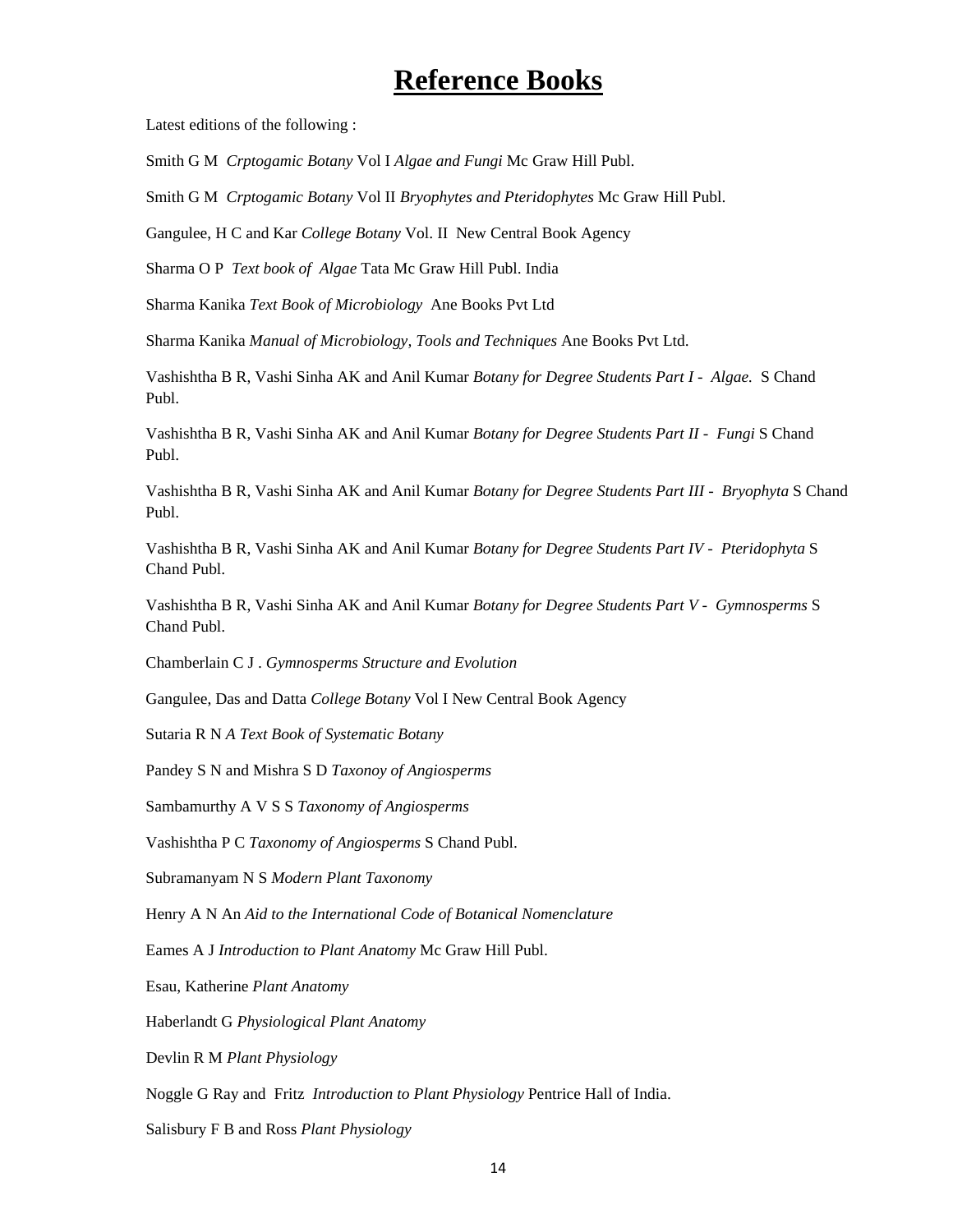# Reference Books

Latest editions of the following :

Smith G M *Crptogamic Botany* Vol I *Algae and Fungi* Mc Graw Hill Publ.

Smith G M *Crptogamic Botany* Vol II *Bryophytes and Pteridophytes* Mc Graw Hill Publ.

Gangulee, H C and Kar *College Botany* Vol. II New Central Book Agency

Sharma O P *Text book of Algae* Tata Mc Graw Hill Publ. India

Sharma Kanika *Text Book of Microbiology* Ane Books Pvt Ltd

Sharma Kanika *Manual of Microbiology, Tools and Techniques* Ane Books Pvt Ltd.

Vashishtha B R, Vashi Sinha AK and Anil Kumar *Botany for Degree Students Part I - Algae.* S Chand Publ.

Vashishtha B R, Vashi Sinha AK and Anil Kumar *Botany for Degree Students Part II - Fungi* S Chand Publ.

Vashishtha B R, Vashi Sinha AK and Anil Kumar *Botany for Degree Students Part III - Bryophyta* S Chand Publ.

Vashishtha B R, Vashi Sinha AK and Anil Kumar *Botany for Degree Students Part IV - Pteridophyta* S Chand Publ.

Vashishtha B R, Vashi Sinha AK and Anil Kumar *Botany for Degree Students Part V - Gymnosperms* S Chand Publ.

Chamberlain C J . *Gymnosperms Structure and Evolution*

Gangulee, Das and Datta *College Botany* Vol I New Central Book Agency

Sutaria R N *A Text Book of Systematic Botany*

Pandey S N and Mishra S D *Taxonoy of Angiosperms*

Sambamurthy A V S S *Taxonomy of Angiosperms*

Vashishtha P C *Taxonomy of Angiosperms* S Chand Publ.

Subramanyam N S *Modern Plant Taxonomy*

Henry A N An *Aid to the International Code of Botanical Nomenclature*

Eames A J *Introduction to Plant Anatomy* Mc Graw Hill Publ.

Esau, Katherine *Plant Anatomy*

Haberlandt G *Physiological Plant Anatomy*

Devlin R M *Plant Physiology*

Noggle G Ray and Fritz *Introduction to Plant Physiology* Pentrice Hall of India.

Salisbury F B and Ross *Plant Physiology*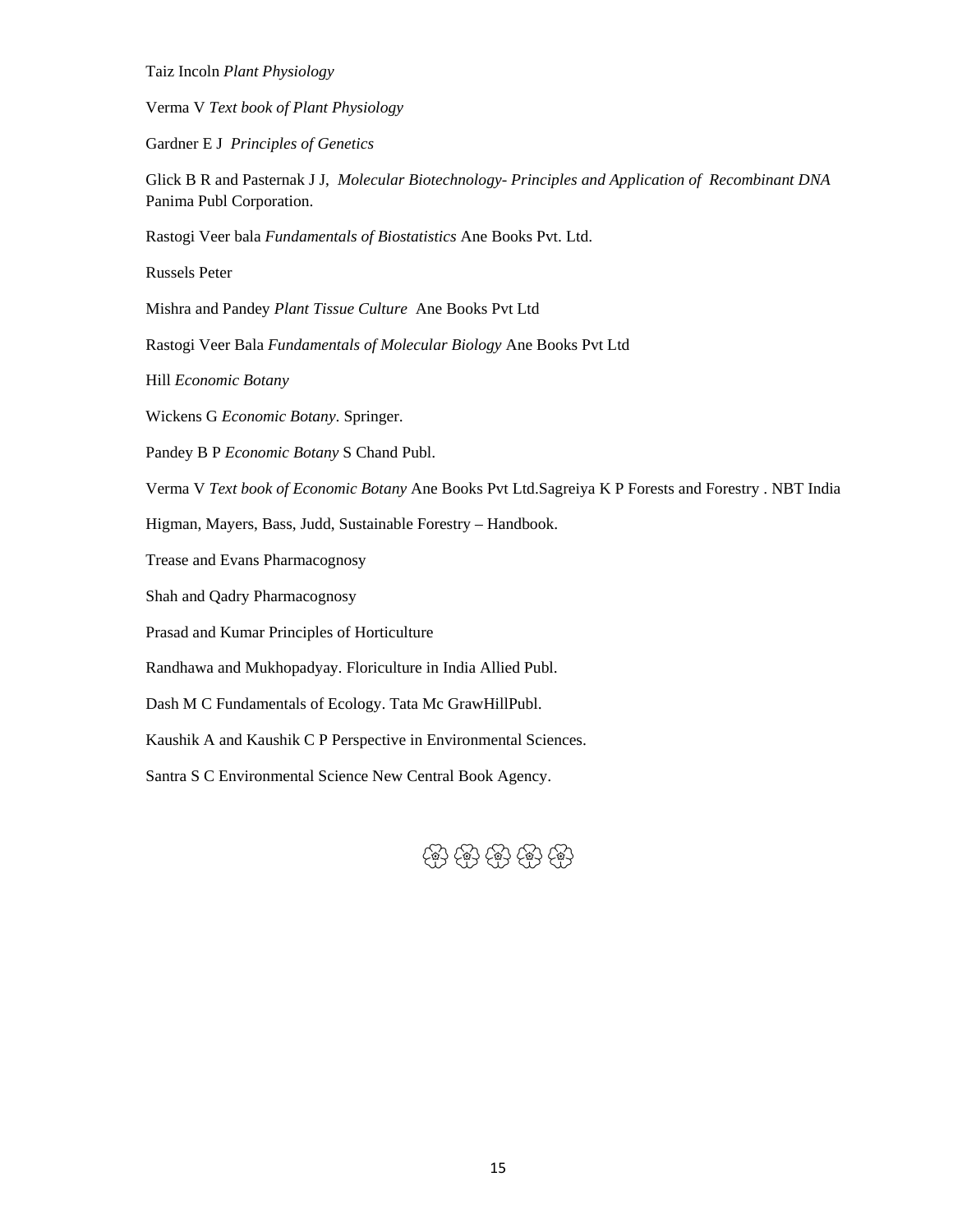Taiz Incoln *Plant Physiology*

Verma V *Text book of Plant Physiology*

Gardner E J *Principles of Genetics*

Glick B R and Pasternak J J, *Molecular Biotechnology- Principles and Application of Recombinant DNA* Panima Publ Corporation.

Rastogi Veer bala *Fundamentals of Biostatistics* Ane Books Pvt. Ltd.

Russels Peter

Mishra and Pandey *Plant Tissue Culture* Ane Books Pvt Ltd

Rastogi Veer Bala *Fundamentals of Molecular Biology* Ane Books Pvt Ltd

Hill *Economic Botany*

Wickens G *Economic Botany*. Springer.

Pandey B P *Economic Botany* S Chand Publ.

Verma V *Text book of Economic Botany* Ane Books Pvt Ltd.Sagreiya K P Forests and Forestry . NBT India

Higman, Mayers, Bass, Judd, Sustainable Forestry – Handbook.

Trease and Evans Pharmacognosy

Shah and Qadry Pharmacognosy

Prasad and Kumar Principles of Horticulture

Randhawa and Mukhopadyay. Floriculture in India Allied Publ.

Dash M C Fundamentals of Ecology. Tata Mc GrawHillPubl.

Kaushik A and Kaushik C P Perspective in Environmental Sciences.

Santra S C Environmental Science New Central Book Agency.

❀ ❀ ❀ ❀ ❀